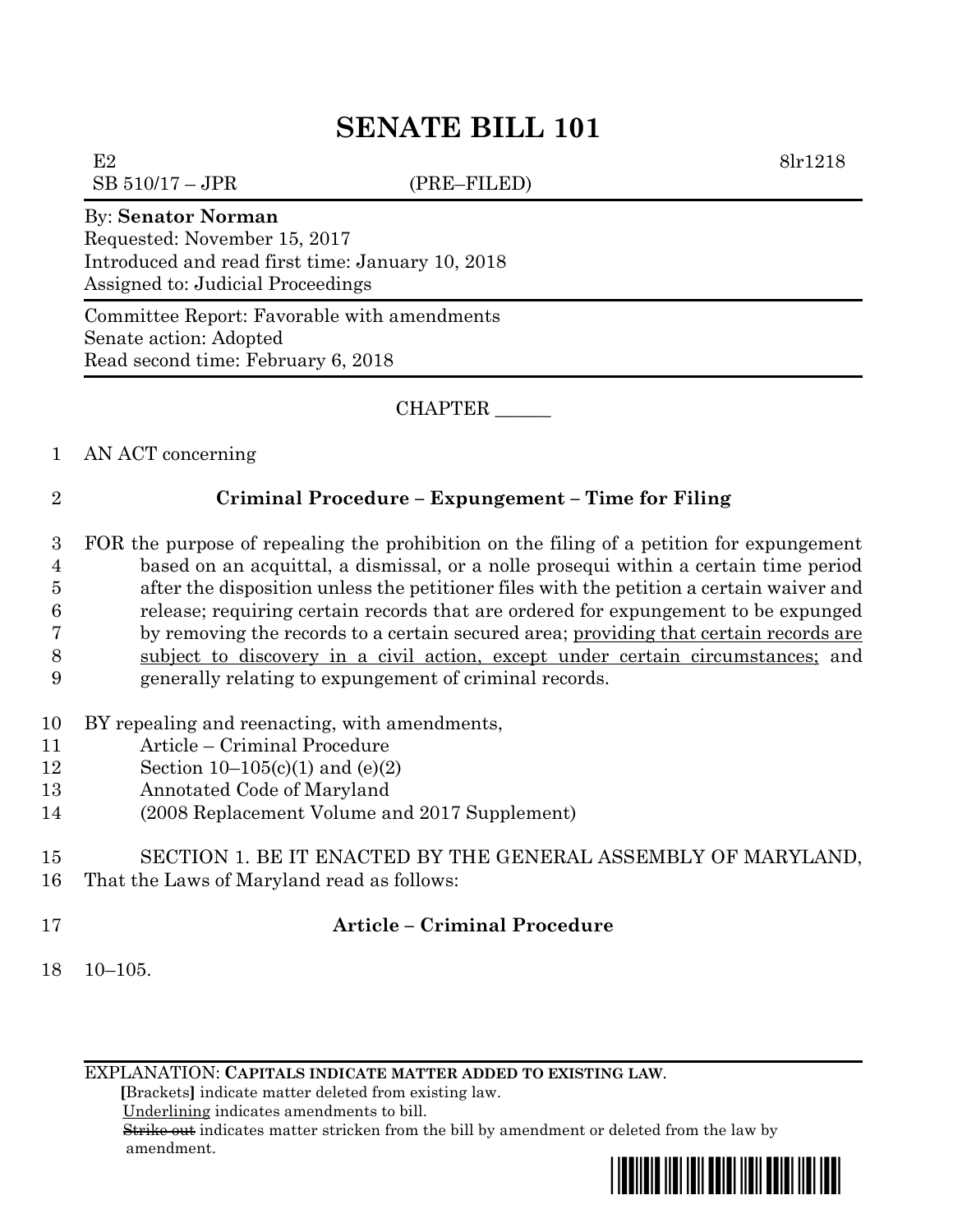# SENATE BILL 101

E2 8lr1218

SB 510/17 – JPR (PRE–FILED)

By: **Senator Norman**

Requested: November 15, 2017

Introduced and read first time: January 10, 2018

Assigned to: Judicial Proceedings

Committee Report: Favorable with amendments

Senate action: Adopted

Read second time: February 6, 2018

CHAPTER ______

1 AN ACT concerning

2 **Criminal Procedure – Expungement – Time for Filing**

3 FOR the purpose of repealing the prohibition on the filing of a petition for expungement
4 based on an acquittal, a dismissal, or a nolle prosequi within a certain time period
5 after the disposition unless the petitioner files with the petition a certain waiver and
6 release; requiring certain records that are ordered for expungement to be expunged
7 by removing the records to a certain secured area; <u>providing that certain records are</u>
8 <u>subject to discovery in a civil action, except under certain circumstances;</u> and
9 generally relating to expungement of criminal records.

10 BY repealing and reenacting, with amendments,
11 Article – Criminal Procedure
12 Section 10–105(c)(1) and (e)(2)
13 Annotated Code of Maryland
14 (2008 Replacement Volume and 2017 Supplement)

15 SECTION 1. BE IT ENACTED BY THE GENERAL ASSEMBLY OF MARYLAND,
16 That the Laws of Maryland read as follows:

17 **Article – Criminal Procedure**

18 10–105.

EXPLANATION: **CAPITALS INDICATE MATTER ADDED TO EXISTING LAW.**

**[**Brackets**]** indicate matter deleted from existing law.

<u>Underlining</u> indicates amendments to bill.

~~Strike out~~ indicates matter stricken from the bill by amendment or deleted from the law by amendment.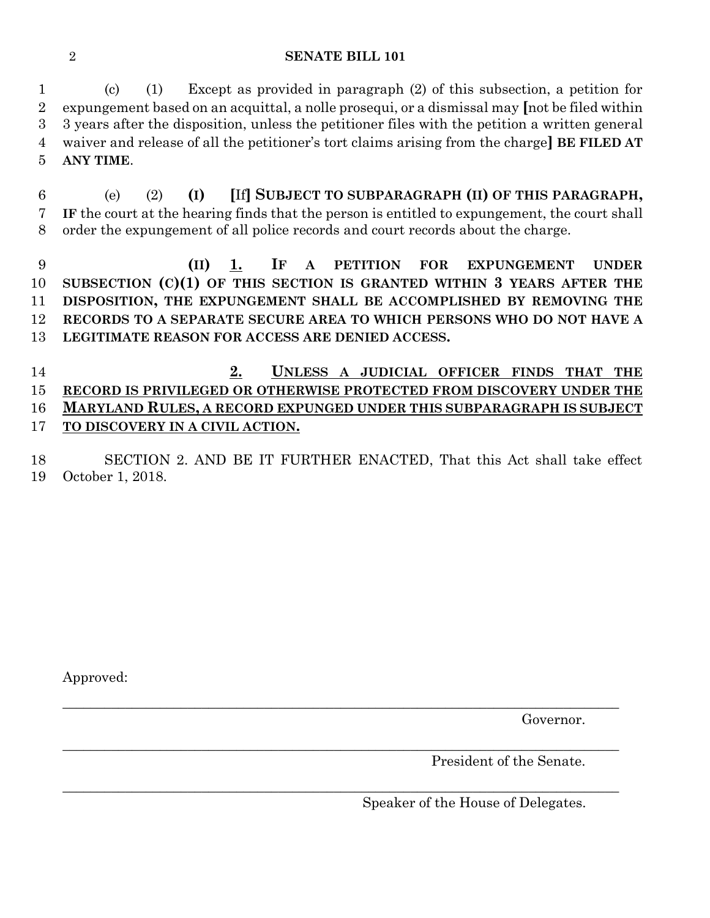(c) (1) Except as provided in paragraph (2) of this subsection, a petition for expungement based on an acquittal, a nolle prosequi, or a dismissal may [not be filed within 3 years after the disposition, unless the petitioner files with the petition a written general waiver and release of all the petitioner's tort claims arising from the charge] **BE FILED AT ANY TIME**.

(e) (2) **(I)** [If] **SUBJECT TO SUBPARAGRAPH (II) OF THIS PARAGRAPH, IF** the court at the hearing finds that the person is entitled to expungement, the court shall order the expungement of all police records and court records about the charge.

**(II)** **1.** **IF A PETITION FOR EXPUNGEMENT UNDER SUBSECTION (C)(1) OF THIS SECTION IS GRANTED WITHIN 3 YEARS AFTER THE DISPOSITION, THE EXPUNGEMENT SHALL BE ACCOMPLISHED BY REMOVING THE RECORDS TO A SEPARATE SECURE AREA TO WHICH PERSONS WHO DO NOT HAVE A LEGITIMATE REASON FOR ACCESS ARE DENIED ACCESS.**

**2.** **UNLESS A JUDICIAL OFFICER FINDS THAT THE RECORD IS PRIVILEGED OR OTHERWISE PROTECTED FROM DISCOVERY UNDER THE MARYLAND RULES, A RECORD EXPUNGED UNDER THIS SUBPARAGRAPH IS SUBJECT TO DISCOVERY IN A CIVIL ACTION.**

SECTION 2. AND BE IT FURTHER ENACTED, That this Act shall take effect October 1, 2018.

Approved:

\_\_\_\_\_\_\_\_\_\_\_\_\_\_\_\_\_\_\_\_\_\_\_\_\_\_\_\_\_\_\_\_\_\_\_\_\_\_\_\_\_\_\_\_\_\_\_\_\_\_\_\_\_\_\_\_\_\_

Governor.

\_\_\_\_\_\_\_\_\_\_\_\_\_\_\_\_\_\_\_\_\_\_\_\_\_\_\_\_\_\_\_\_\_\_\_\_\_\_\_\_\_\_\_\_\_\_\_\_\_\_\_\_\_\_\_\_\_\_

President of the Senate.

\_\_\_\_\_\_\_\_\_\_\_\_\_\_\_\_\_\_\_\_\_\_\_\_\_\_\_\_\_\_\_\_\_\_\_\_\_\_\_\_\_\_\_\_\_\_\_\_\_\_\_\_\_\_\_\_\_\_

Speaker of the House of Delegates.